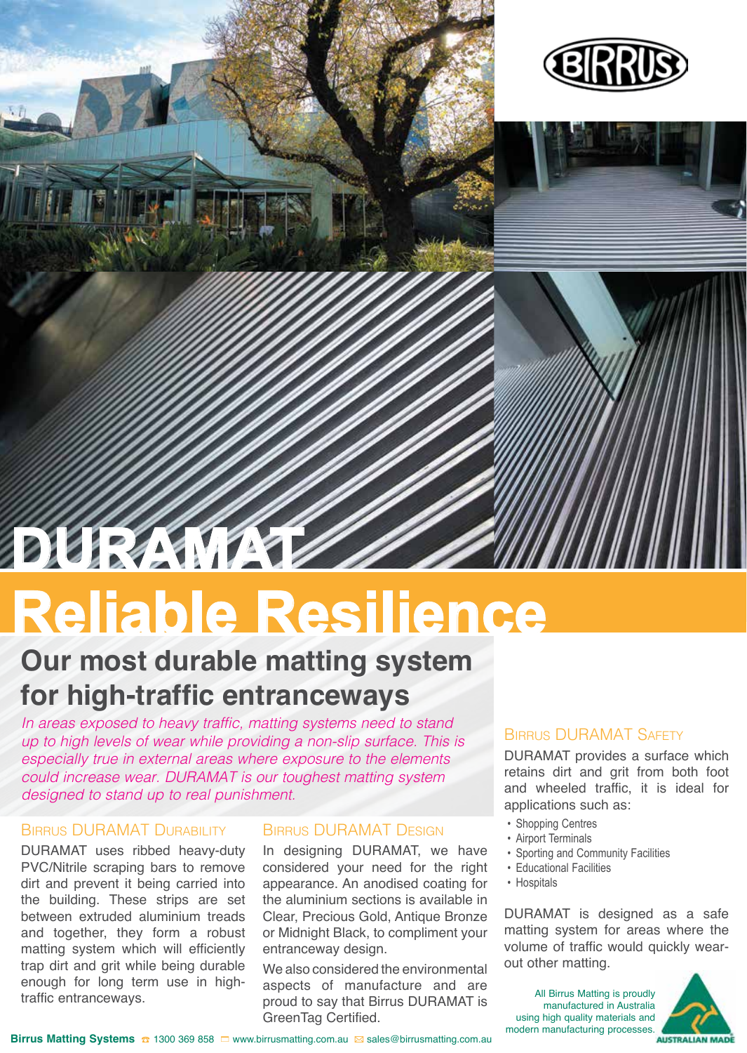# DURAMAT

# Reliable Resilience

## Our most durable matting system for high-traffic entranceways

*In areas exposed to heavy traffic, matting systems need to stand up to high levels of wear while providing a non-slip surface. This is especially true in external areas where exposure to the elements could increase wear. DURAMAT is our toughest matting system designed to stand up to real punishment.*

### Birrus DURAMAT Durability

DURAMAT uses ribbed heavy-duty PVC/Nitrile scraping bars to remove dirt and prevent it being carried into the building. These strips are set between extruded aluminium treads and together, they form a robust matting system which will efficiently trap dirt and grit while being durable enough for long term use in high-traffic entranceways.

### Birrus DURAMAT Design

In designing DURAMAT, we have considered your need for the right appearance. An anodised coating for the aluminium sections is available in Clear, Precious Gold, Antique Bronze or Midnight Black, to compliment your entranceway design.

We also considered the environmental aspects of manufacture and are proud to say that Birrus DURAMAT is GreenTag Certified.

### Birrus DURAMAT Safety

DURAMAT provides a surface which retains dirt and grit from both foot and wheeled traffic, it is ideal for applications such as:

- Shopping Centres
- Airport Terminals
- Sporting and Community Facilities
- Educational Facilities
- Hospitals

DURAMAT is designed as a safe matting system for areas where the volume of traffic would quickly wear-out other matting.

All Birrus Matting is proudly manufactured in Australia using high quality materials and modern manufacturing processes.

AUSTRALIAN MADE

**Birrus Matting Systems** 1300 369 858 www.birrusmatting.com.au sales@birrusmatting.com.au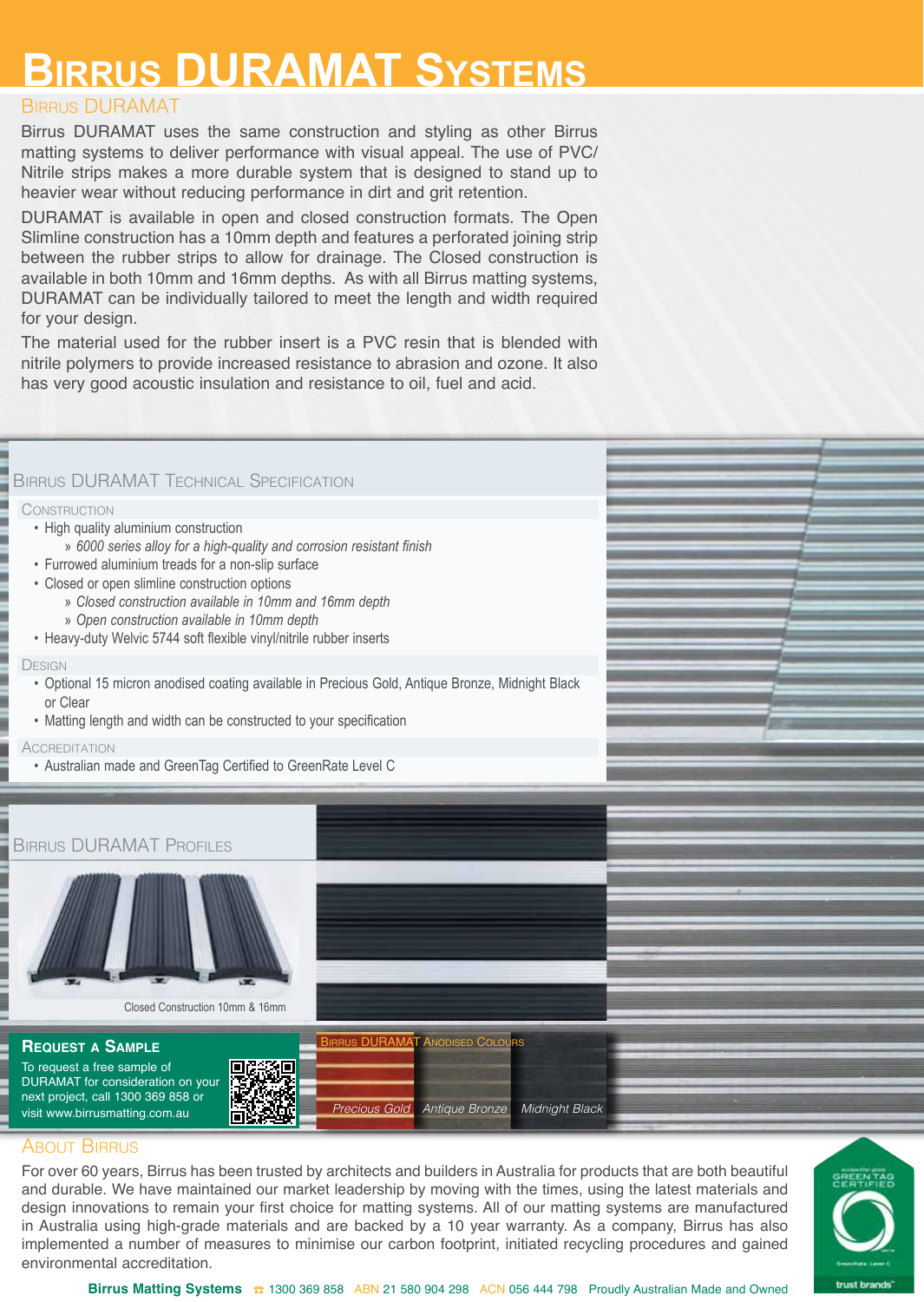# Birrus DURAMAT Systems

## Birrus DURAMAT

Birrus DURAMAT uses the same construction and styling as other Birrus matting systems to deliver performance with visual appeal. The use of PVC/ Nitrile strips makes a more durable system that is designed to stand up to heavier wear without reducing performance in dirt and grit retention.

DURAMAT is available in open and closed construction formats. The Open Slimline construction has a 10mm depth and features a perforated joining strip between the rubber strips to allow for drainage. The Closed construction is available in both 10mm and 16mm depths. As with all Birrus matting systems, DURAMAT can be individually tailored to meet the length and width required for your design.

The material used for the rubber insert is a PVC resin that is blended with nitrile polymers to provide increased resistance to abrasion and ozone. It also has very good acoustic insulation and resistance to oil, fuel and acid.

## Birrus DURAMAT Technical Specification

### Construction

- High quality aluminium construction
  - *6000 series alloy for a high-quality and corrosion resistant finish*
- Furrowed aluminium treads for a non-slip surface
- Closed or open slimline construction options
  - *Closed construction available in 10mm and 16mm depth*
  - *Open construction available in 10mm depth*
- Heavy-duty Welvic 5744 soft flexible vinyl/nitrile rubber inserts

### Design

- Optional 15 micron anodised coating available in Precious Gold, Antique Bronze, Midnight Black or Clear
- Matting length and width can be constructed to your specification

### Accreditation

- Australian made and GreenTag Certified to GreenRate Level C

## Birrus DURAMAT Profiles

Closed Construction 10mm & 16mm

## Request a Sample

To request a free sample of DURAMAT for consideration on your next project, call 1300 369 858 or visit www.birrusmatting.com.au

## Birrus DURAMAT Anodised Colours

*Precious Gold* *Antique Bronze* *Midnight Black*

## About Birrus

For over 60 years, Birrus has been trusted by architects and builders in Australia for products that are both beautiful and durable. We have maintained our market leadership by moving with the times, using the latest materials and design innovations to remain your first choice for matting systems. All of our matting systems are manufactured in Australia using high-grade materials and are backed by a 10 year warranty. As a company, Birrus has also implemented a number of measures to minimise our carbon footprint, initiated recycling procedures and gained environmental accreditation.

**Birrus Matting Systems** ☎ 1300 369 858 ABN 21 580 904 298 ACN 056 444 798 Proudly Australian Made and Owned